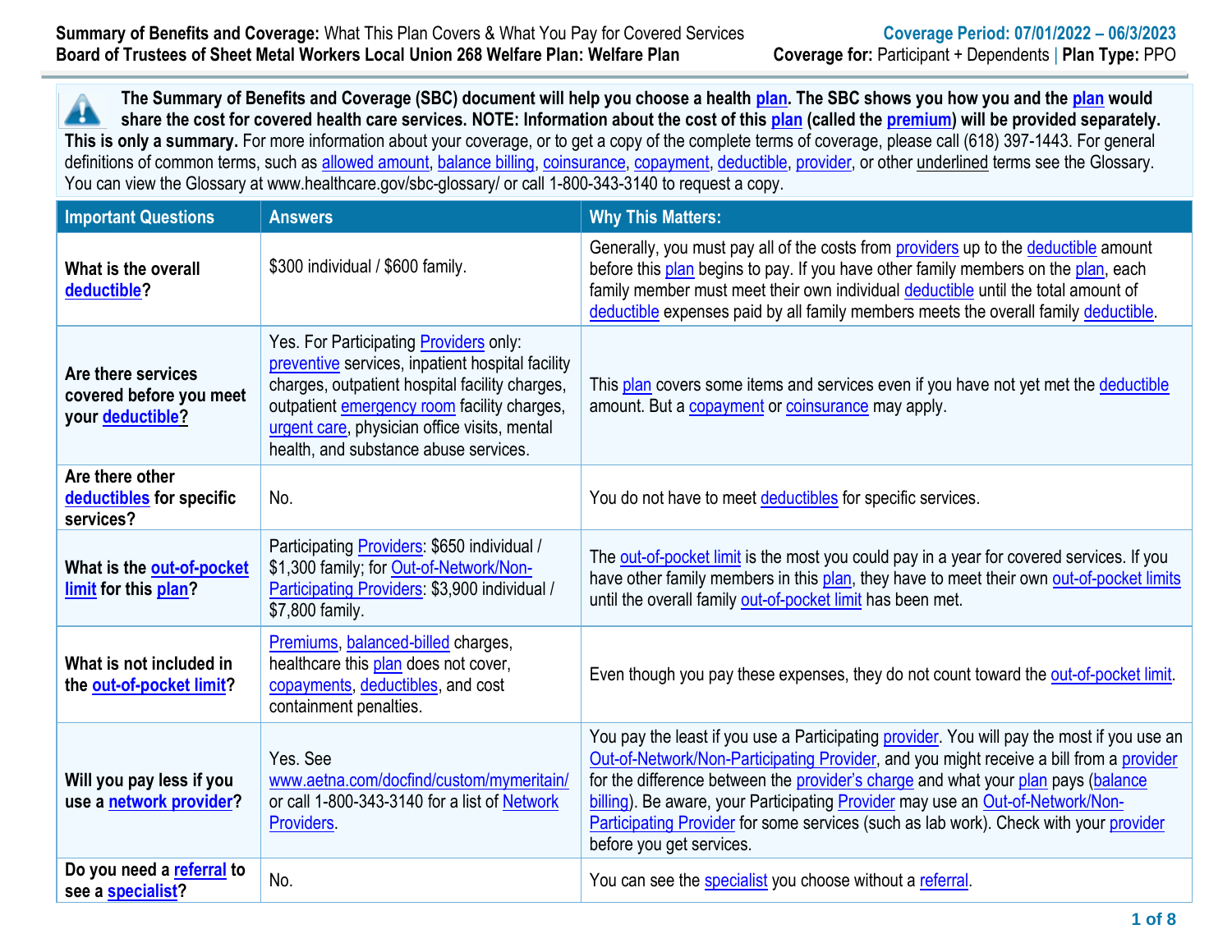**Summary of Benefits and Coverage:** What This Plan Covers & What You Pay for Covered Services
**Board of Trustees of Sheet Metal Workers Local Union 268 Welfare Plan: Welfare Plan**

**Coverage Period: 07/01/2022 – 06/3/2023**
**Coverage for:** Participant + Dependents | **Plan Type:** PPO

**The Summary of Benefits and Coverage (SBC) document will help you choose a health plan. The SBC shows you how you and the plan would share the cost for covered health care services. NOTE: Information about the cost of this plan (called the premium) will be provided separately. This is only a summary.** For more information about your coverage, or to get a copy of the complete terms of coverage, please call (618) 397-1443. For general definitions of common terms, such as allowed amount, balance billing, coinsurance, copayment, deductible, provider, or other underlined terms see the Glossary. You can view the Glossary at www.healthcare.gov/sbc-glossary/ or call 1-800-343-3140 to request a copy.

| Important Questions | Answers | Why This Matters: |
|---|---|---|
| **What is the overall deductible?** | $300 individual / $600 family. | Generally, you must pay all of the costs from providers up to the deductible amount before this plan begins to pay. If you have other family members on the plan, each family member must meet their own individual deductible until the total amount of deductible expenses paid by all family members meets the overall family deductible. |
| **Are there services covered before you meet your deductible?** | Yes. For Participating Providers only: preventive services, inpatient hospital facility charges, outpatient hospital facility charges, outpatient emergency room facility charges, urgent care, physician office visits, mental health, and substance abuse services. | This plan covers some items and services even if you have not yet met the deductible amount. But a copayment or coinsurance may apply. |
| **Are there other deductibles for specific services?** | No. | You do not have to meet deductibles for specific services. |
| **What is the out-of-pocket limit for this plan?** | Participating Providers: $650 individual / $1,300 family; for Out-of-Network/Non-Participating Providers: $3,900 individual / $7,800 family. | The out-of-pocket limit is the most you could pay in a year for covered services. If you have other family members in this plan, they have to meet their own out-of-pocket limits until the overall family out-of-pocket limit has been met. |
| **What is not included in the out-of-pocket limit?** | Premiums, balanced-billed charges, healthcare this plan does not cover, copayments, deductibles, and cost containment penalties. | Even though you pay these expenses, they do not count toward the out-of-pocket limit. |
| **Will you pay less if you use a network provider?** | Yes. See www.aetna.com/docfind/custom/mymeritain/ or call 1-800-343-3140 for a list of Network Providers. | You pay the least if you use a Participating provider. You will pay the most if you use an Out-of-Network/Non-Participating Provider, and you might receive a bill from a provider for the difference between the provider's charge and what your plan pays (balance billing). Be aware, your Participating Provider may use an Out-of-Network/Non-Participating Provider for some services (such as lab work). Check with your provider before you get services. |
| **Do you need a referral to see a specialist?** | No. | You can see the specialist you choose without a referral. |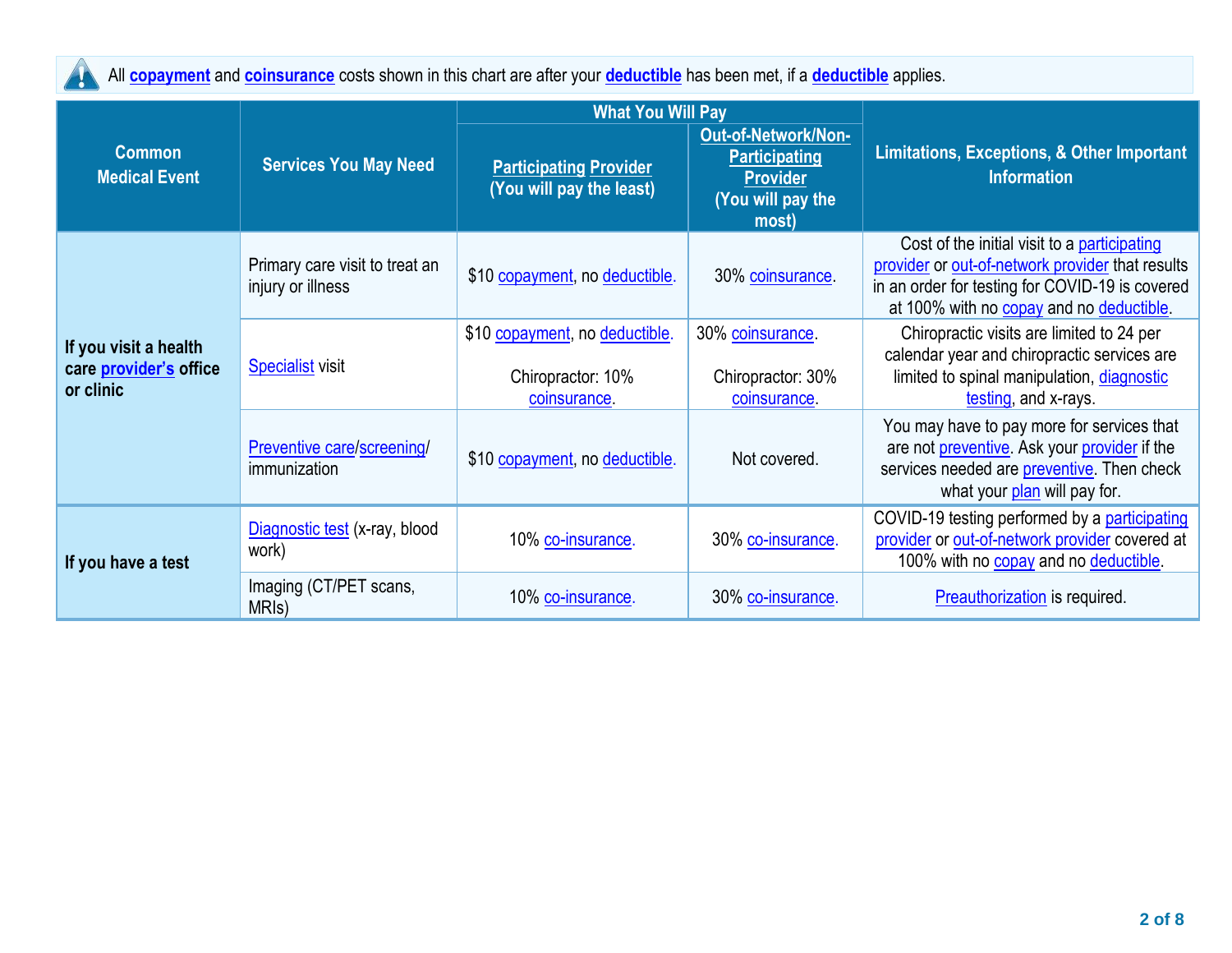All **copayment** and **coinsurance** costs shown in this chart are after your **deductible** has been met, if a **deductible** applies.

| Common Medical Event | Services You May Need | What You Will Pay | | Limitations, Exceptions, & Other Important Information |
|---|---|---|---|---|
| | | Participating Provider (You will pay the least) | Out-of-Network/Non-Participating Provider (You will pay the most) | |
| **If you visit a health care provider's office or clinic** | Primary care visit to treat an injury or illness | $10 copayment, no deductible. | 30% coinsurance. | Cost of the initial visit to a participating provider or out-of-network provider that results in an order for testing for COVID-19 is covered at 100% with no copay and no deductible. |
| | Specialist visit | $10 copayment, no deductible.<br><br>Chiropractor: 10% coinsurance. | 30% coinsurance.<br><br>Chiropractor: 30% coinsurance. | Chiropractic visits are limited to 24 per calendar year and chiropractic services are limited to spinal manipulation, diagnostic testing, and x-rays. |
| | Preventive care/screening/ immunization | $10 copayment, no deductible. | Not covered. | You may have to pay more for services that are not preventive. Ask your provider if the services needed are preventive. Then check what your plan will pay for. |
| **If you have a test** | Diagnostic test (x-ray, blood work) | 10% co-insurance. | 30% co-insurance. | COVID-19 testing performed by a participating provider or out-of-network provider covered at 100% with no copay and no deductible. |
| | Imaging (CT/PET scans, MRIs) | 10% co-insurance. | 30% co-insurance. | Preauthorization is required. |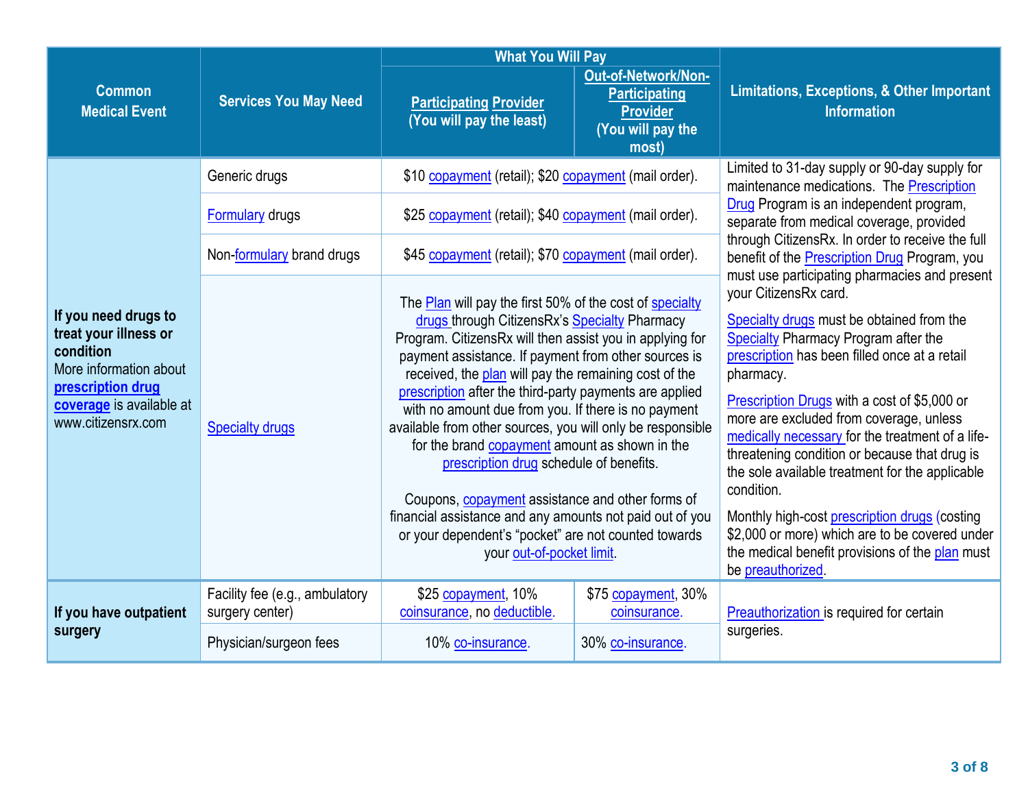| Common Medical Event | Services You May Need | What You Will Pay | | Limitations, Exceptions, & Other Important Information |
|---|---|---|---|---|
| | | Participating Provider (You will pay the least) | Out-of-Network/Non-Participating Provider (You will pay the most) | |
| **If you need drugs to treat your illness or condition** More information about **prescription drug coverage** is available at www.citizensrx.com | Generic drugs | $10 copayment (retail); $20 copayment (mail order). | | Limited to 31-day supply or 90-day supply for maintenance medications. The Prescription Drug Program is an independent program, separate from medical coverage, provided through CitizensRx. In order to receive the full benefit of the Prescription Drug Program, you must use participating pharmacies and present your CitizensRx card.<br><br>Specialty drugs must be obtained from the Specialty Pharmacy Program after the prescription has been filled once at a retail pharmacy.<br><br>Prescription Drugs with a cost of $5,000 or more are excluded from coverage, unless medically necessary for the treatment of a life-threatening condition or because that drug is the sole available treatment for the applicable condition.<br><br>Monthly high-cost prescription drugs (costing $2,000 or more) which are to be covered under the medical benefit provisions of the plan must be preauthorized. |
| | Formulary drugs | $25 copayment (retail); $40 copayment (mail order). | | |
| | Non-formulary brand drugs | $45 copayment (retail); $70 copayment (mail order). | | |
| | Specialty drugs | The Plan will pay the first 50% of the cost of specialty drugs through CitizensRx's Specialty Pharmacy Program. CitizensRx will then assist you in applying for payment assistance. If payment from other sources is received, the plan will pay the remaining cost of the prescription after the third-party payments are applied with no amount due from you. If there is no payment available from other sources, you will only be responsible for the brand copayment amount as shown in the prescription drug schedule of benefits.<br><br>Coupons, copayment assistance and other forms of financial assistance and any amounts not paid out of you or your dependent's "pocket" are not counted towards your out-of-pocket limit. | | |
| **If you have outpatient surgery** | Facility fee (e.g., ambulatory surgery center) | $25 copayment, 10% coinsurance, no deductible. | $75 copayment, 30% coinsurance. | Preauthorization is required for certain surgeries. |
| | Physician/surgeon fees | 10% co-insurance. | 30% co-insurance. | |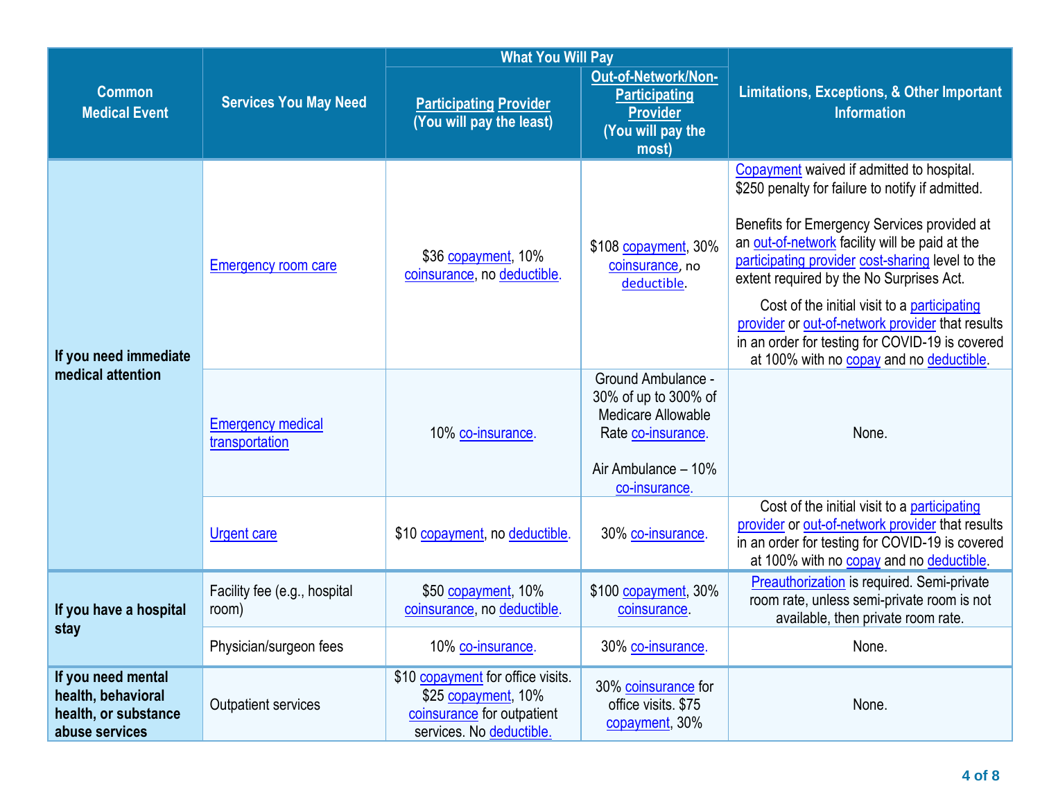| Common Medical Event | Services You May Need | What You Will Pay | | Limitations, Exceptions, & Other Important Information |
|---|---|---|---|---|
| | | Participating Provider (You will pay the least) | Out-of-Network/Non-Participating Provider (You will pay the most) | |
| If you need immediate medical attention | Emergency room care | $36 copayment, 10% coinsurance, no deductible. | $108 copayment, 30% coinsurance, no deductible. | Copayment waived if admitted to hospital. $250 penalty for failure to notify if admitted.<br><br>Benefits for Emergency Services provided at an out-of-network facility will be paid at the participating provider cost-sharing level to the extent required by the No Surprises Act.<br><br>Cost of the initial visit to a participating provider or out-of-network provider that results in an order for testing for COVID-19 is covered at 100% with no copay and no deductible. |
| | Emergency medical transportation | 10% co-insurance. | Ground Ambulance - 30% of up to 300% of Medicare Allowable Rate co-insurance.<br><br>Air Ambulance – 10% co-insurance. | None. |
| | Urgent care | $10 copayment, no deductible. | 30% co-insurance. | Cost of the initial visit to a participating provider or out-of-network provider that results in an order for testing for COVID-19 is covered at 100% with no copay and no deductible. |
| If you have a hospital stay | Facility fee (e.g., hospital room) | $50 copayment, 10% coinsurance, no deductible. | $100 copayment, 30% coinsurance. | Preauthorization is required. Semi-private room rate, unless semi-private room is not available, then private room rate. |
| | Physician/surgeon fees | 10% co-insurance. | 30% co-insurance. | None. |
| If you need mental health, behavioral health, or substance abuse services | Outpatient services | $10 copayment for office visits. $25 copayment, 10% coinsurance for outpatient services. No deductible. | 30% coinsurance for office visits. $75 copayment, 30% | None. |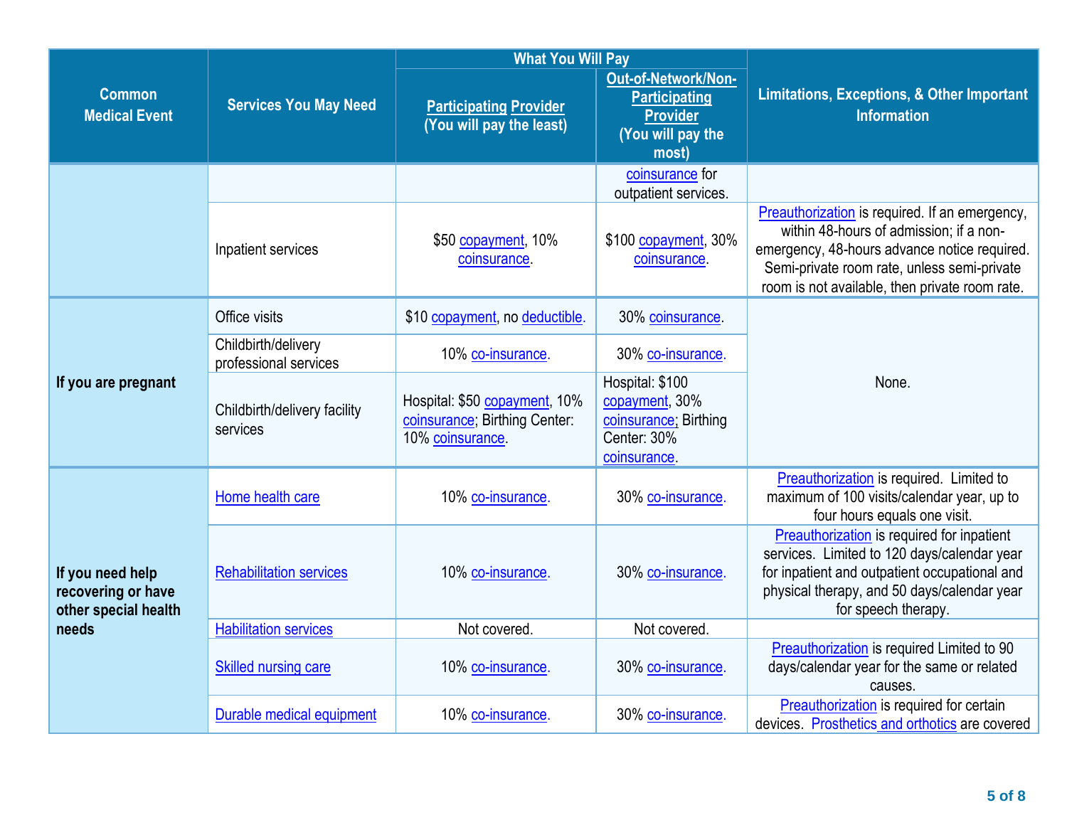| Common Medical Event | Services You May Need | What You Will Pay | | Limitations, Exceptions, & Other Important Information |
|---|---|---|---|---|
| | | Participating Provider (You will pay the least) | Out-of-Network/Non-Participating Provider (You will pay the most) | |
| | | | coinsurance for outpatient services. | |
| | Inpatient services | $50 copayment, 10% coinsurance. | $100 copayment, 30% coinsurance. | Preauthorization is required. If an emergency, within 48-hours of admission; if a non-emergency, 48-hours advance notice required. Semi-private room rate, unless semi-private room is not available, then private room rate. |
| **If you are pregnant** | Office visits | $10 copayment, no deductible. | 30% coinsurance. | None. |
| | Childbirth/delivery professional services | 10% co-insurance. | 30% co-insurance. | |
| | Childbirth/delivery facility services | Hospital: $50 copayment, 10% coinsurance; Birthing Center: 10% coinsurance. | Hospital: $100 copayment, 30% coinsurance; Birthing Center: 30% coinsurance. | |
| **If you need help recovering or have other special health needs** | Home health care | 10% co-insurance. | 30% co-insurance. | Preauthorization is required. Limited to maximum of 100 visits/calendar year, up to four hours equals one visit. |
| | Rehabilitation services | 10% co-insurance. | 30% co-insurance. | Preauthorization is required for inpatient services. Limited to 120 days/calendar year for inpatient and outpatient occupational and physical therapy, and 50 days/calendar year for speech therapy. |
| | Habilitation services | Not covered. | Not covered. | |
| | Skilled nursing care | 10% co-insurance. | 30% co-insurance. | Preauthorization is required Limited to 90 days/calendar year for the same or related causes. |
| | Durable medical equipment | 10% co-insurance. | 30% co-insurance. | Preauthorization is required for certain devices. Prosthetics and orthotics are covered |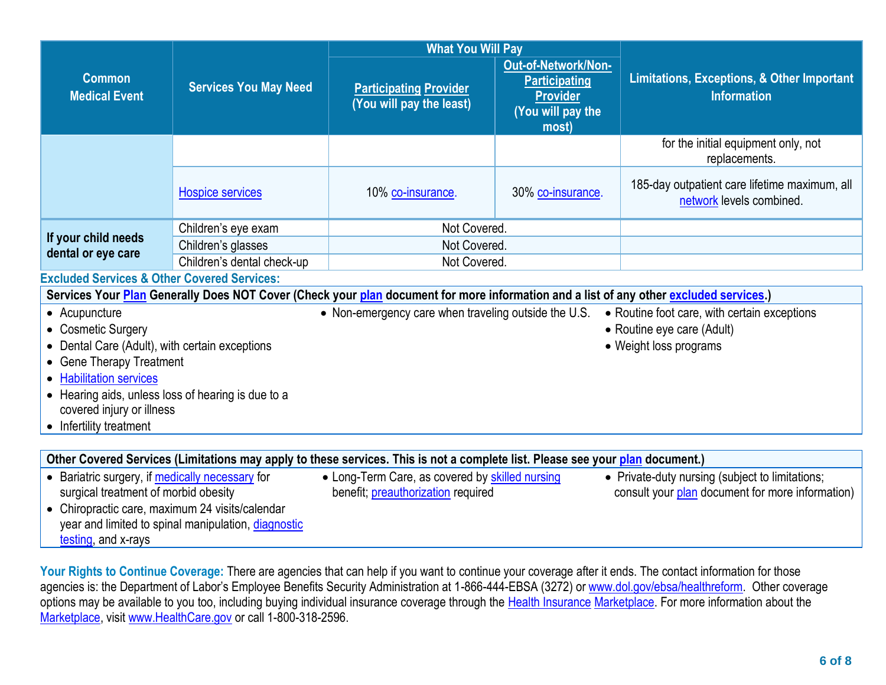| Common Medical Event | Services You May Need | What You Will Pay | | Limitations, Exceptions, & Other Important Information |
|---|---|---|---|---|
| | | Participating Provider (You will pay the least) | Out-of-Network/Non-Participating Provider (You will pay the most) | |
| | | | | for the initial equipment only, not replacements. |
| | Hospice services | 10% co-insurance. | 30% co-insurance. | 185-day outpatient care lifetime maximum, all network levels combined. |
| If your child needs dental or eye care | Children's eye exam | Not Covered. | | |
| | Children's glasses | Not Covered. | | |
| | Children's dental check-up | Not Covered. | | |

## Excluded Services & Other Covered Services:

**Services Your Plan Generally Does NOT Cover (Check your plan document for more information and a list of any other excluded services.)**

- Acupuncture
- Cosmetic Surgery
- Dental Care (Adult), with certain exceptions
- Gene Therapy Treatment
- Habilitation services
- Hearing aids, unless loss of hearing is due to a covered injury or illness
- Infertility treatment
- Non-emergency care when traveling outside the U.S.
- Routine foot care, with certain exceptions
- Routine eye care (Adult)
- Weight loss programs

**Other Covered Services (Limitations may apply to these services. This is not a complete list. Please see your plan document.)**

- Bariatric surgery, if medically necessary for surgical treatment of morbid obesity
- Chiropractic care, maximum 24 visits/calendar year and limited to spinal manipulation, diagnostic testing, and x-rays
- Long-Term Care, as covered by skilled nursing benefit; preauthorization required
- Private-duty nursing (subject to limitations; consult your plan document for more information)

**Your Rights to Continue Coverage:** There are agencies that can help if you want to continue your coverage after it ends. The contact information for those agencies is: the Department of Labor's Employee Benefits Security Administration at 1-866-444-EBSA (3272) or www.dol.gov/ebsa/healthreform. Other coverage options may be available to you too, including buying individual insurance coverage through the Health Insurance Marketplace. For more information about the Marketplace, visit www.HealthCare.gov or call 1-800-318-2596.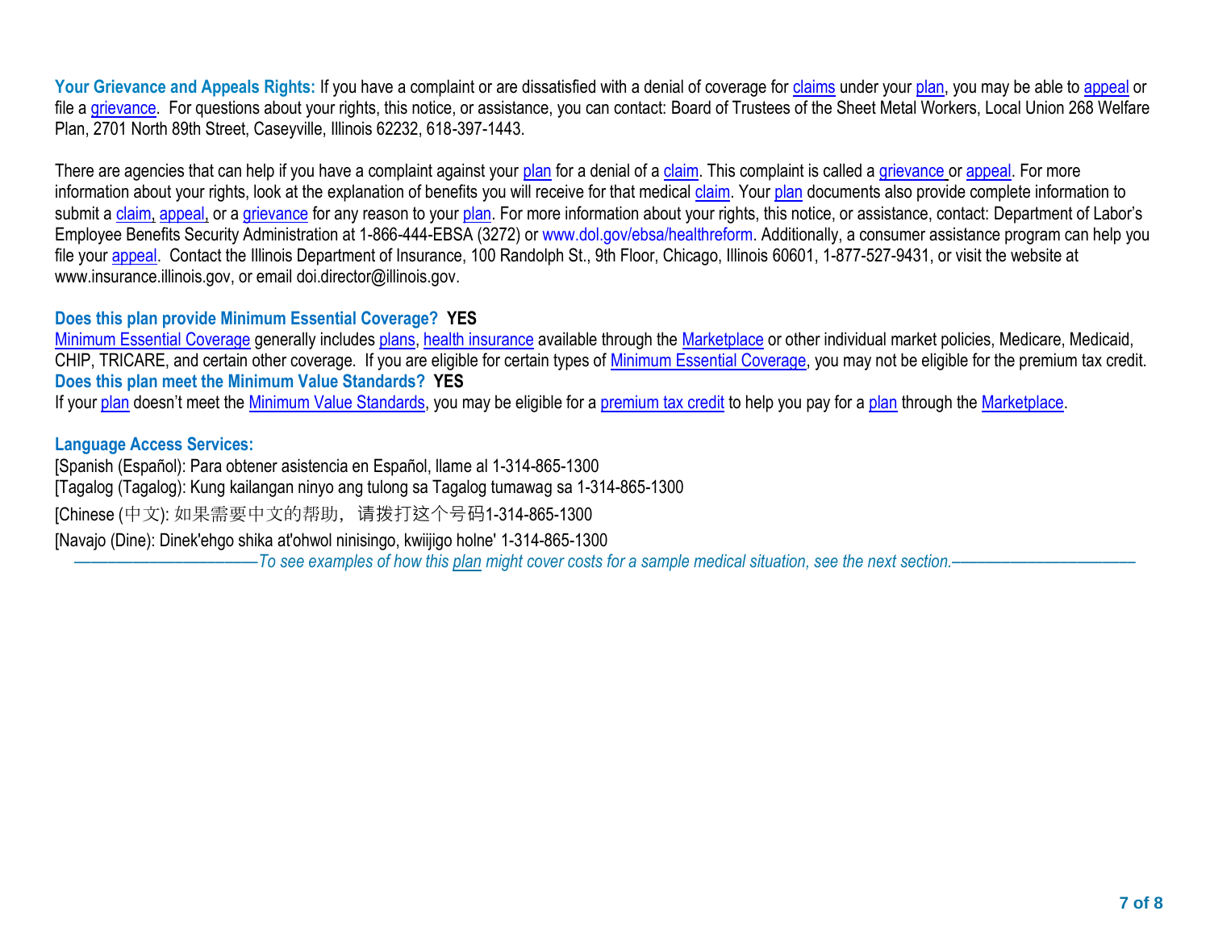**Your Grievance and Appeals Rights:** If you have a complaint or are dissatisfied with a denial of coverage for claims under your plan, you may be able to appeal or file a grievance. For questions about your rights, this notice, or assistance, you can contact: Board of Trustees of the Sheet Metal Workers, Local Union 268 Welfare Plan, 2701 North 89th Street, Caseyville, Illinois 62232, 618-397-1443.

There are agencies that can help if you have a complaint against your plan for a denial of a claim. This complaint is called a grievance or appeal. For more information about your rights, look at the explanation of benefits you will receive for that medical claim. Your plan documents also provide complete information to submit a claim, appeal, or a grievance for any reason to your plan. For more information about your rights, this notice, or assistance, contact: Department of Labor's Employee Benefits Security Administration at 1-866-444-EBSA (3272) or www.dol.gov/ebsa/healthreform. Additionally, a consumer assistance program can help you file your appeal. Contact the Illinois Department of Insurance, 100 Randolph St., 9th Floor, Chicago, Illinois 60601, 1-877-527-9431, or visit the website at www.insurance.illinois.gov, or email doi.director@illinois.gov.

**Does this plan provide Minimum Essential Coverage? YES**

Minimum Essential Coverage generally includes plans, health insurance available through the Marketplace or other individual market policies, Medicare, Medicaid, CHIP, TRICARE, and certain other coverage. If you are eligible for certain types of Minimum Essential Coverage, you may not be eligible for the premium tax credit.

**Does this plan meet the Minimum Value Standards? YES**

If your plan doesn't meet the Minimum Value Standards, you may be eligible for a premium tax credit to help you pay for a plan through the Marketplace.

**Language Access Services:**

[Spanish (Español): Para obtener asistencia en Español, llame al 1-314-865-1300

[Tagalog (Tagalog): Kung kailangan ninyo ang tulong sa Tagalog tumawag sa 1-314-865-1300

[Chinese (中文): 如果需要中文的帮助，请拨打这个号码1-314-865-1300

[Navajo (Dine): Dinek'ehgo shika at'ohwol ninisingo, kwiijigo holne' 1-314-865-1300

*————————————To see examples of how this plan might cover costs for a sample medical situation, see the next section.————————————*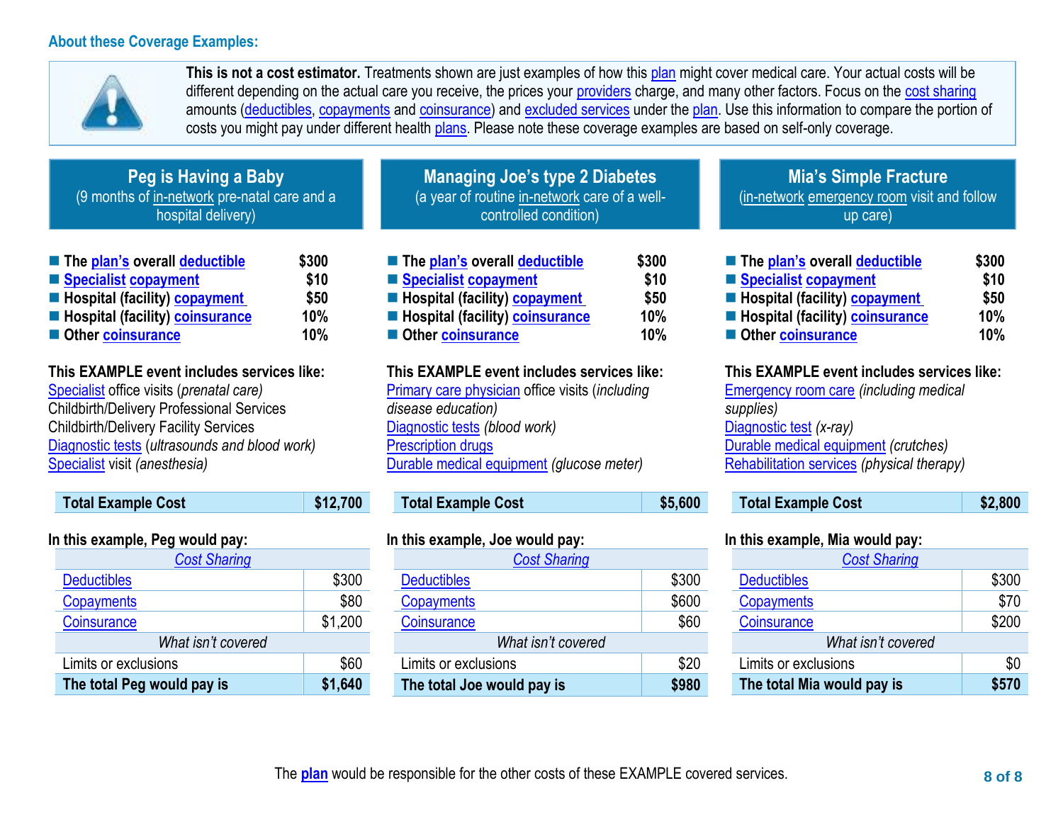### About these Coverage Examples:

**This is not a cost estimator.** Treatments shown are just examples of how this plan might cover medical care. Your actual costs will be different depending on the actual care you receive, the prices your providers charge, and many other factors. Focus on the cost sharing amounts (deductibles, copayments and coinsurance) and excluded services under the plan. Use this information to compare the portion of costs you might pay under different health plans. Please note these coverage examples are based on self-only coverage.

## Peg is Having a Baby

(9 months of in-network pre-natal care and a hospital delivery)

- **The plan's overall deductible** — **$300**
- **Specialist copayment** — **$10**
- **Hospital (facility) copayment** — **$50**
- **Hospital (facility) coinsurance** — **10%**
- **Other coinsurance** — **10%**

**This EXAMPLE event includes services like:**
Specialist office visits (*prenatal care)*
Childbirth/Delivery Professional Services
Childbirth/Delivery Facility Services
Diagnostic tests (*ultrasounds and blood work)*
Specialist visit *(anesthesia)*

| **Total Example Cost** | **$12,700** |
|---|---|

**In this example, Peg would pay:**

| *Cost Sharing* | |
|---|---|
| Deductibles | $300 |
| Copayments | $80 |
| Coinsurance | $1,200 |
| *What isn't covered* | |
| Limits or exclusions | $60 |
| **The total Peg would pay is** | **$1,640** |

## Managing Joe's type 2 Diabetes

(a year of routine in-network care of a well-controlled condition)

- **The plan's overall deductible** — **$300**
- **Specialist copayment** — **$10**
- **Hospital (facility) copayment** — **$50**
- **Hospital (facility) coinsurance** — **10%**
- **Other coinsurance** — **10%**

**This EXAMPLE event includes services like:**
Primary care physician office visits (*including disease education)*
Diagnostic tests *(blood work)*
Prescription drugs
Durable medical equipment *(glucose meter)*

| **Total Example Cost** | **$5,600** |
|---|---|

**In this example, Joe would pay:**

| *Cost Sharing* | |
|---|---|
| Deductibles | $300 |
| Copayments | $600 |
| Coinsurance | $60 |
| *What isn't covered* | |
| Limits or exclusions | $20 |
| **The total Joe would pay is** | **$980** |

## Mia's Simple Fracture

(in-network emergency room visit and follow up care)

- **The plan's overall deductible** — **$300**
- **Specialist copayment** — **$10**
- **Hospital (facility) copayment** — **$50**
- **Hospital (facility) coinsurance** — **10%**
- **Other coinsurance** — **10%**

**This EXAMPLE event includes services like:**
Emergency room care *(including medical supplies)*
Diagnostic test *(x-ray)*
Durable medical equipment *(crutches)*
Rehabilitation services *(physical therapy)*

| **Total Example Cost** | **$2,800** |
|---|---|

**In this example, Mia would pay:**

| *Cost Sharing* | |
|---|---|
| Deductibles | $300 |
| Copayments | $70 |
| Coinsurance | $200 |
| *What isn't covered* | |
| Limits or exclusions | $0 |
| **The total Mia would pay is** | **$570** |

The **plan** would be responsible for the other costs of these EXAMPLE covered services.